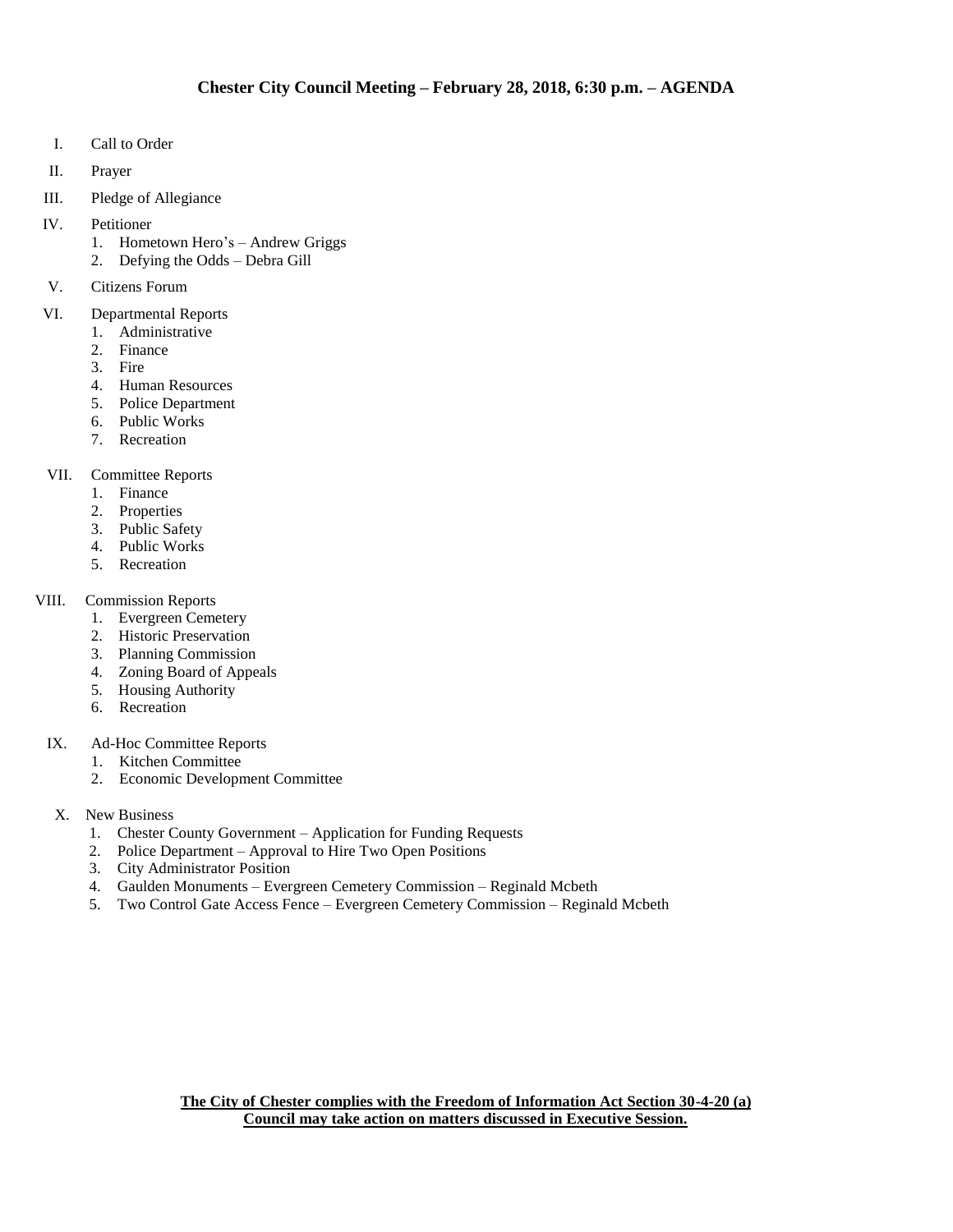# Chester City Council Meeting – February 28, 2018, 6:30 p.m. – AGENDA

I. Call to Order

II. Prayer

III. Pledge of Allegiance

IV. Petitioner
   1. Hometown Hero's – Andrew Griggs
   2. Defying the Odds – Debra Gill

V. Citizens Forum

VI. Departmental Reports
   1. Administrative
   2. Finance
   3. Fire
   4. Human Resources
   5. Police Department
   6. Public Works
   7. Recreation

VII. Committee Reports
   1. Finance
   2. Properties
   3. Public Safety
   4. Public Works
   5. Recreation

VIII. Commission Reports
   1. Evergreen Cemetery
   2. Historic Preservation
   3. Planning Commission
   4. Zoning Board of Appeals
   5. Housing Authority
   6. Recreation

IX. Ad-Hoc Committee Reports
   1. Kitchen Committee
   2. Economic Development Committee

X. New Business
   1. Chester County Government – Application for Funding Requests
   2. Police Department – Approval to Hire Two Open Positions
   3. City Administrator Position
   4. Gaulden Monuments – Evergreen Cemetery Commission – Reginald Mcbeth
   5. Two Control Gate Access Fence – Evergreen Cemetery Commission – Reginald Mcbeth

**The City of Chester complies with the Freedom of Information Act Section 30-4-20 (a)**
**Council may take action on matters discussed in Executive Session.**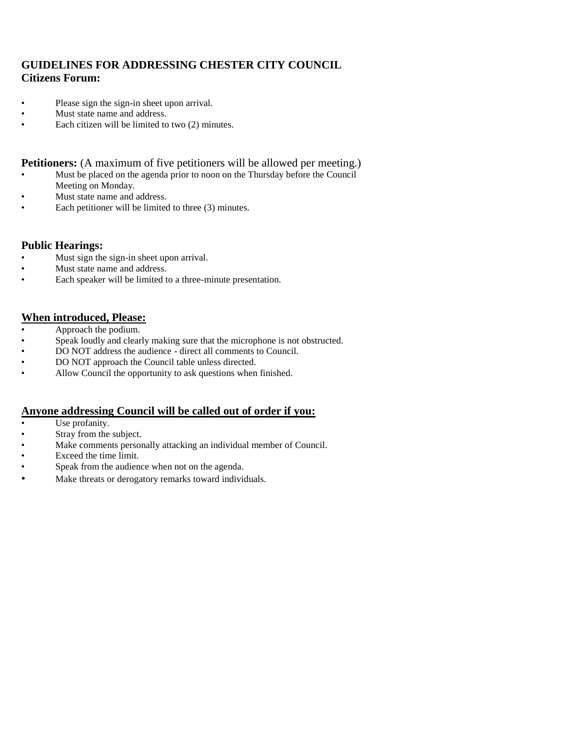# GUIDELINES FOR ADDRESSING CHESTER CITY COUNCIL

**Citizens Forum:**

- Please sign the sign-in sheet upon arrival.
- Must state name and address.
- Each citizen will be limited to two (2) minutes.

**Petitioners:** (A maximum of five petitioners will be allowed per meeting.)

- Must be placed on the agenda prior to noon on the Thursday before the Council Meeting on Monday.
- Must state name and address.
- Each petitioner will be limited to three (3) minutes.

**Public Hearings:**

- Must sign the sign-in sheet upon arrival.
- Must state name and address.
- Each speaker will be limited to a three-minute presentation.

**When introduced, Please:**

- Approach the podium.
- Speak loudly and clearly making sure that the microphone is not obstructed.
- DO NOT address the audience - direct all comments to Council.
- DO NOT approach the Council table unless directed.
- Allow Council the opportunity to ask questions when finished.

**Anyone addressing Council will be called out of order if you:**

- Use profanity.
- Stray from the subject.
- Make comments personally attacking an individual member of Council.
- Exceed the time limit.
- Speak from the audience when not on the agenda.
- Make threats or derogatory remarks toward individuals.